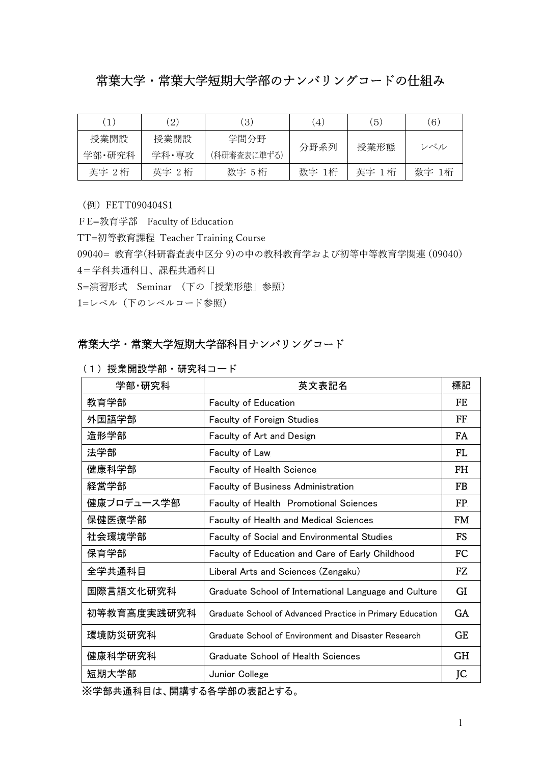# 常葉大学・常葉大学短期大学部のナンバリングコードの仕組み

| (1) | (2) | (3) | (4) | (5) | (6) |
|---|---|---|---|---|---|
| 授業開設<br>学部･研究科 | 授業開設<br>学科・専攻 | 学問分野<br>(科研審査表に準ずる) | 分野系列 | 授業形態 | レベル |
| 英字 2 桁 | 英字 2 桁 | 数字 5 桁 | 数字 1桁 | 英字 1 桁 | 数字 1桁 |

（例）FETT090404S1

ＦE=教育学部　Faculty of Education

TT=初等教育課程 Teacher Training Course

09040= 教育学(科研審査表中区分 9)の中の教科教育学および初等中等教育学関連 (09040)

4＝学科共通科目、課程共通科目

S=演習形式　Seminar　(下の「授業形態」参照)

1=レベル（下のレベルコード参照）

## 常葉大学・常葉大学短期大学部科目ナンバリングコード

### （１）授業開設学部・研究科コード

| 学部･研究科 | 英文表記名 | 標記 |
|---|---|---|
| 教育学部 | Faculty of Education | FE |
| 外国語学部 | Faculty of Foreign Studies | FF |
| 造形学部 | Faculty of Art and Design | FA |
| 法学部 | Faculty of Law | FL |
| 健康科学部 | Faculty of Health Science | FH |
| 経営学部 | Faculty of Business Administration | FB |
| 健康プロデュース学部 | Faculty of Health Promotional Sciences | FP |
| 保健医療学部 | Faculty of Health and Medical Sciences | FM |
| 社会環境学部 | Faculty of Social and Environmental Studies | FS |
| 保育学部 | Faculty of Education and Care of Early Childhood | FC |
| 全学共通科目 | Liberal Arts and Sciences (Zengaku) | FZ |
| 国際言語文化研究科 | Graduate School of International Language and Culture | GI |
| 初等教育高度実践研究科 | Graduate School of Advanced Practice in Primary Education | GA |
| 環境防災研究科 | Graduate School of Environment and Disaster Research | GE |
| 健康科学研究科 | Graduate School of Health Sciences | GH |
| 短期大学部 | Junior College | JC |

※学部共通科目は、開講する各学部の表記とする。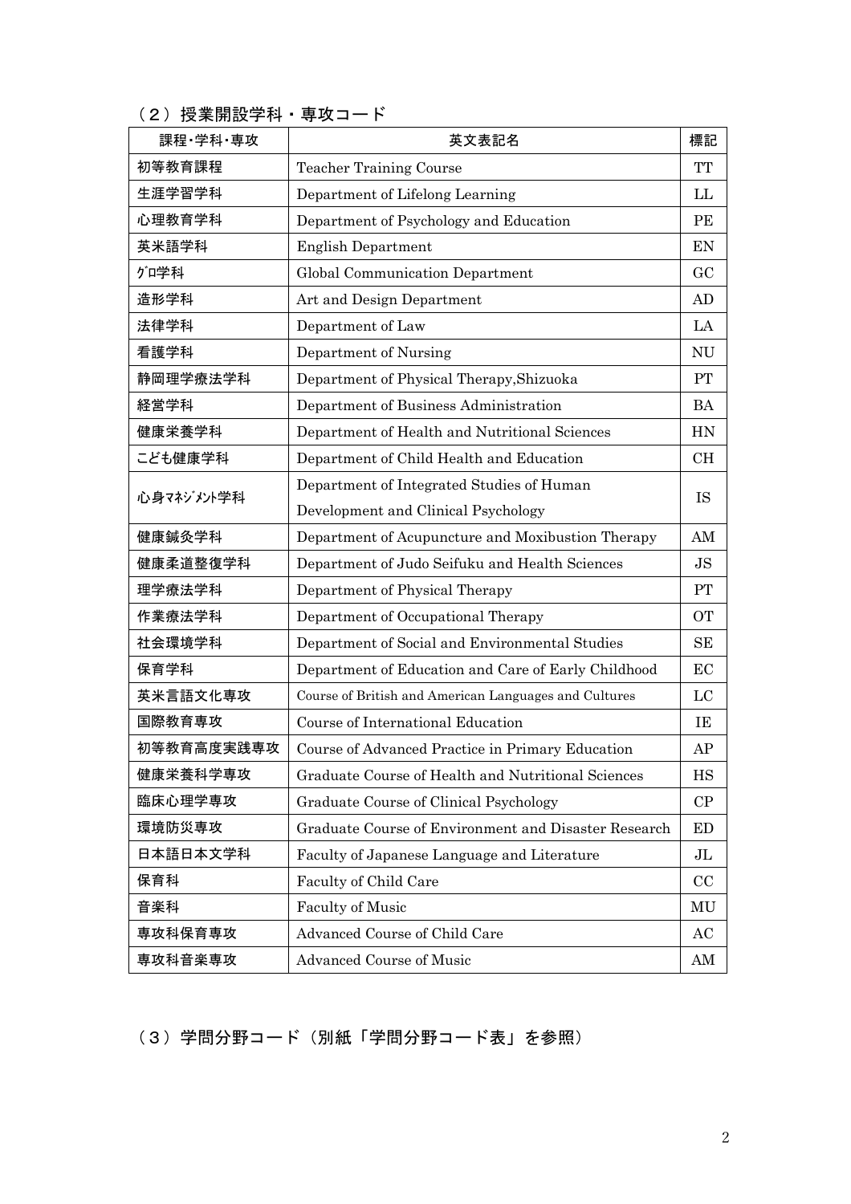## （２）授業開設学科・専攻コード

| 課程･学科･専攻 | 英文表記名 | 標記 |
| --- | --- | --- |
| 初等教育課程 | Teacher Training Course | TT |
| 生涯学習学科 | Department of Lifelong Learning | LL |
| 心理教育学科 | Department of Psychology and Education | PE |
| 英米語学科 | English Department | EN |
| ｸﾞﾛ学科 | Global Communication Department | GC |
| 造形学科 | Art and Design Department | AD |
| 法律学科 | Department of Law | LA |
| 看護学科 | Department of Nursing | NU |
| 静岡理学療法学科 | Department of Physical Therapy,Shizuoka | PT |
| 経営学科 | Department of Business Administration | BA |
| 健康栄養学科 | Department of Health and Nutritional Sciences | HN |
| こども健康学科 | Department of Child Health and Education | CH |
| 心身ﾏﾈｼﾞﾒﾝﾄ学科 | Department of Integrated Studies of Human Development and Clinical Psychology | IS |
| 健康鍼灸学科 | Department of Acupuncture and Moxibustion Therapy | AM |
| 健康柔道整復学科 | Department of Judo Seifuku and Health Sciences | JS |
| 理学療法学科 | Department of Physical Therapy | PT |
| 作業療法学科 | Department of Occupational Therapy | OT |
| 社会環境学科 | Department of Social and Environmental Studies | SE |
| 保育学科 | Department of Education and Care of Early Childhood | EC |
| 英米言語文化専攻 | Course of British and American Languages and Cultures | LC |
| 国際教育専攻 | Course of International Education | IE |
| 初等教育高度実践専攻 | Course of Advanced Practice in Primary Education | AP |
| 健康栄養科学専攻 | Graduate Course of Health and Nutritional Sciences | HS |
| 臨床心理学専攻 | Graduate Course of Clinical Psychology | CP |
| 環境防災専攻 | Graduate Course of Environment and Disaster Research | ED |
| 日本語日本文学科 | Faculty of Japanese Language and Literature | JL |
| 保育科 | Faculty of Child Care | CC |
| 音楽科 | Faculty of Music | MU |
| 専攻科保育専攻 | Advanced Course of Child Care | AC |
| 専攻科音楽専攻 | Advanced Course of Music | AM |

## （３）学問分野コード（別紙「学問分野コード表」を参照）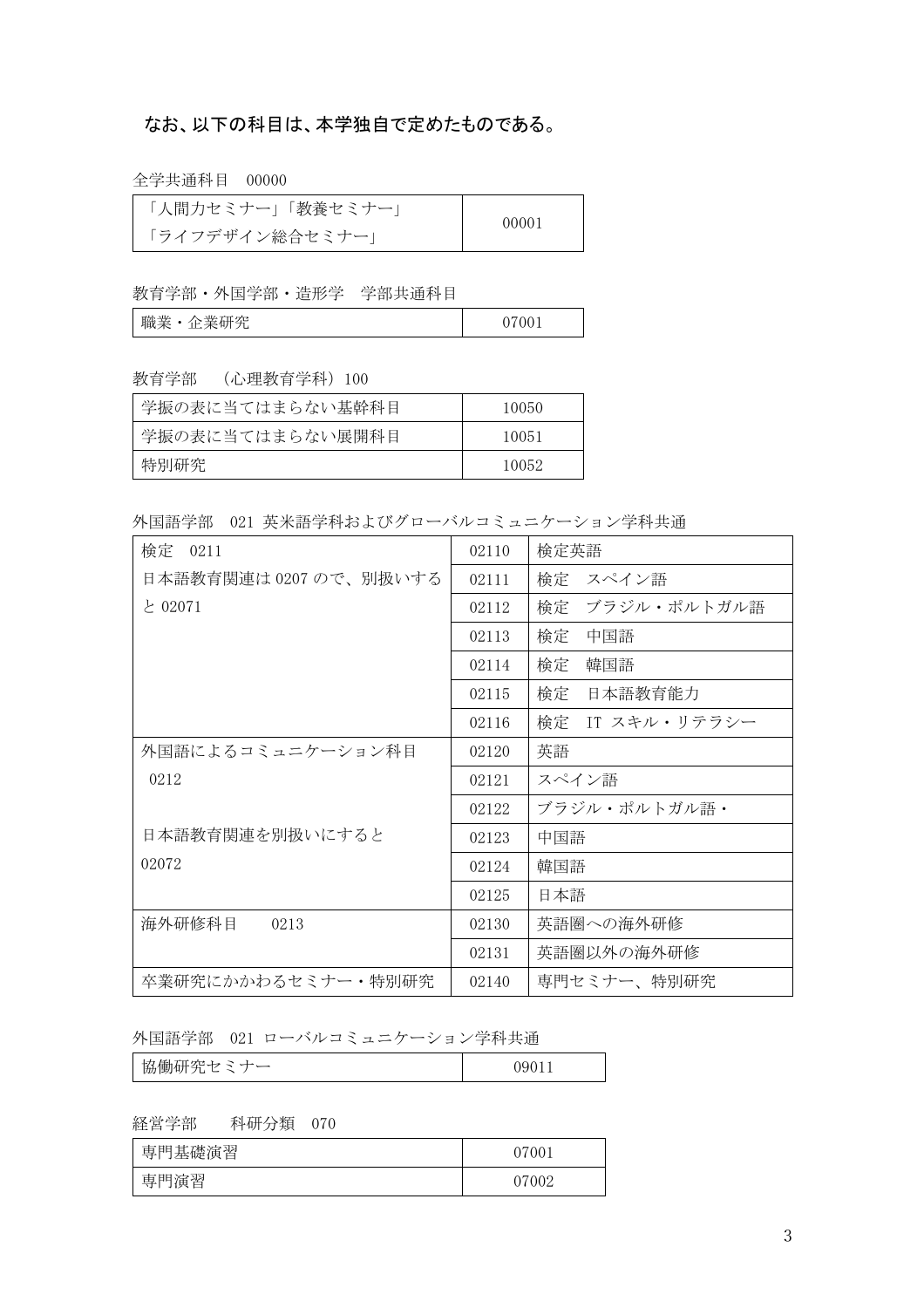## なお、以下の科目は、本学独自で定めたものである。

全学共通科目　00000

| 「人間力セミナー」「教養セミナー」<br>「ライフデザイン総合セミナー」 | 00001 |
|---|---|

教育学部・外国学部・造形学　学部共通科目

| 職業・企業研究 | 07001 |
|---|---|

教育学部　（心理教育学科）100

| 学振の表に当てはまらない基幹科目 | 10050 |
|---|---|
| 学振の表に当てはまらない展開科目 | 10051 |
| 特別研究 | 10052 |

外国語学部　021 英米語学科およびグローバルコミュニケーション学科共通

| 検定　0211<br>日本語教育関連は 0207 ので、別扱いすると 02071 | 02110 | 検定英語 |
|---|---|---|
| | 02111 | 検定　スペイン語 |
| | 02112 | 検定　ブラジル・ポルトガル語 |
| | 02113 | 検定　中国語 |
| | 02114 | 検定　韓国語 |
| | 02115 | 検定　日本語教育能力 |
| | 02116 | 検定　IT スキル・リテラシー |
| 外国語によるコミュニケーション科目<br>0212<br><br>日本語教育関連を別扱いにすると<br>02072 | 02120 | 英語 |
| | 02121 | スペイン語 |
| | 02122 | ブラジル・ポルトガル語・ |
| | 02123 | 中国語 |
| | 02124 | 韓国語 |
| | 02125 | 日本語 |
| 海外研修科目　　0213 | 02130 | 英語圏への海外研修 |
| | 02131 | 英語圏以外の海外研修 |
| 卒業研究にかかわるセミナー・特別研究 | 02140 | 専門セミナー、特別研究 |

外国語学部　021 ローバルコミュニケーション学科共通

| 協働研究セミナー | 09011 |
|---|---|

経営学部　　科研分類　070

| 専門基礎演習 | 07001 |
|---|---|
| 専門演習 | 07002 |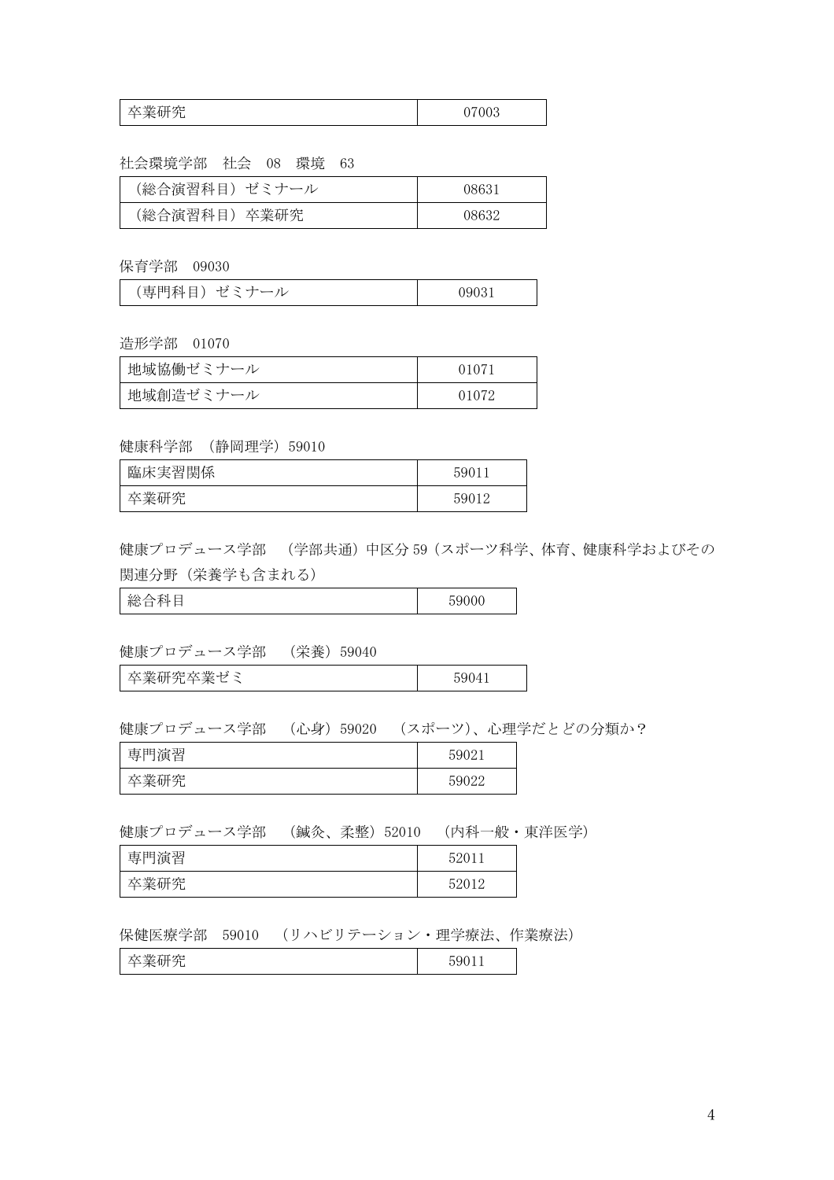| 卒業研究 | 07003 |
|---|---|

社会環境学部　社会　08　環境　63

| （総合演習科目）ゼミナール | 08631 |
|---|---|
| （総合演習科目）卒業研究 | 08632 |

保育学部　09030

| （専門科目）ゼミナール | 09031 |
|---|---|

造形学部　01070

| 地域協働ゼミナール | 01071 |
|---|---|
| 地域創造ゼミナール | 01072 |

健康科学部　（静岡理学）59010

| 臨床実習関係 | 59011 |
|---|---|
| 卒業研究 | 59012 |

健康プロデュース学部　（学部共通）中区分 59（スポーツ科学、体育、健康科学およびその関連分野（栄養学も含まれる）

| 総合科目 | 59000 |
|---|---|

健康プロデュース学部　（栄養）59040

| 卒業研究卒業ゼミ | 59041 |
|---|---|

健康プロデュース学部　（心身）59020　（スポーツ）、心理学だとどの分類か？

| 専門演習 | 59021 |
|---|---|
| 卒業研究 | 59022 |

健康プロデュース学部　（鍼灸、柔整）52010　（内科一般・東洋医学）

| 専門演習 | 52011 |
|---|---|
| 卒業研究 | 52012 |

保健医療学部　59010　（リハビリテーション・理学療法、作業療法）

| 卒業研究 | 59011 |
|---|---|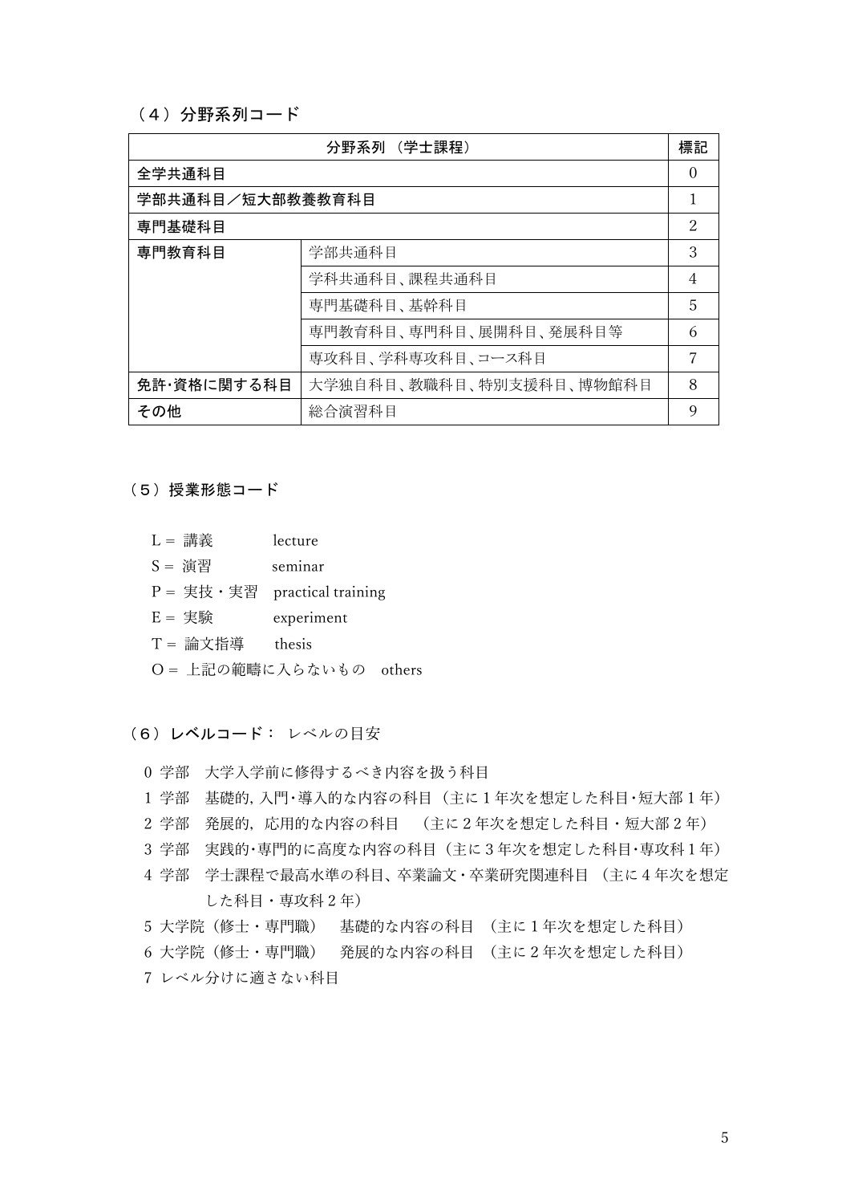### （４）分野系列コード

| 分野系列 （学士課程） | | 標記 |
|---|---|---|
| **全学共通科目** | | 0 |
| **学部共通科目／短大部教養教育科目** | | 1 |
| **専門基礎科目** | | 2 |
| **専門教育科目** | 学部共通科目 | 3 |
| | 学科共通科目、課程共通科目 | 4 |
| | 専門基礎科目、基幹科目 | 5 |
| | 専門教育科目、専門科目、展開科目、発展科目等 | 6 |
| | 専攻科目、学科専攻科目、コース科目 | 7 |
| **免許･資格に関する科目** | 大学独自科目、教職科目、特別支援科目、博物館科目 | 8 |
| **その他** | 総合演習科目 | 9 |

### （５）授業形態コード

L = 講義　　　lecture
S = 演習　　　seminar
P = 実技・実習　practical training
E = 実験　　　experiment
T = 論文指導　　thesis
O = 上記の範疇に入らないもの　others

### （６）レベルコード： レベルの目安

0 学部　大学入学前に修得するべき内容を扱う科目
1 学部　基礎的, 入門･導入的な内容の科目（主に 1 年次を想定した科目･短大部 1 年）
2 学部　発展的, 応用的な内容の科目　（主に 2 年次を想定した科目・短大部 2 年）
3 学部　実践的･専門的に高度な内容の科目（主に 3 年次を想定した科目･専攻科 1 年）
4 学部　学士課程で最高水準の科目、卒業論文･卒業研究関連科目 （主に 4 年次を想定した科目・専攻科 2 年）
5 大学院（修士・専門職）　基礎的な内容の科目 （主に 1 年次を想定した科目）
6 大学院（修士・専門職）　発展的な内容の科目 （主に 2 年次を想定した科目）
7 レベル分けに適さない科目